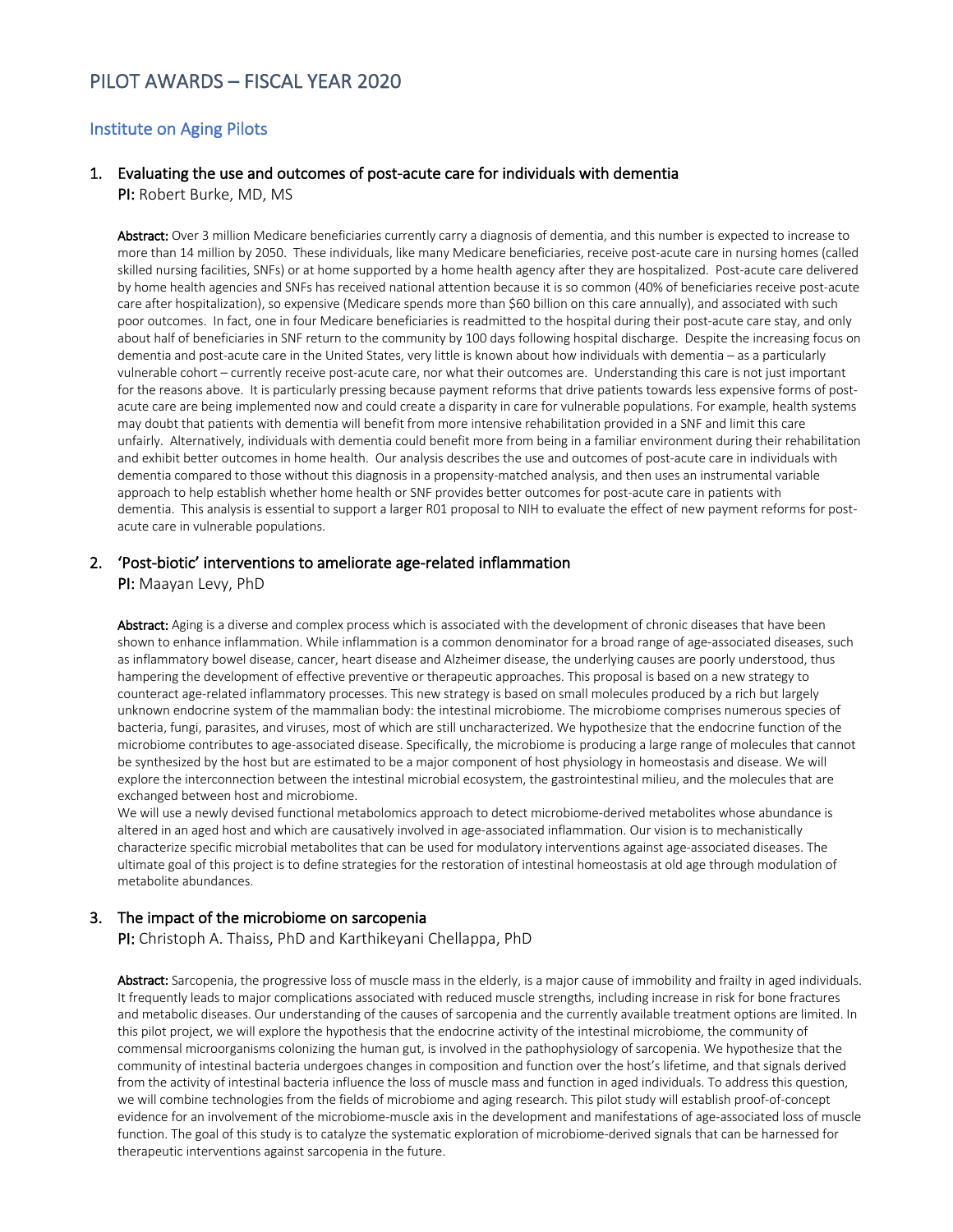# PILOT AWARDS – FISCAL YEAR 2020

## Institute on Aging Pilots

### 1. Evaluating the use and outcomes of post-acute care for individuals with dementia

**PI:** Robert Burke, MD, MS

**Abstract:** Over 3 million Medicare beneficiaries currently carry a diagnosis of dementia, and this number is expected to increase to more than 14 million by 2050. These individuals, like many Medicare beneficiaries, receive post-acute care in nursing homes (called skilled nursing facilities, SNFs) or at home supported by a home health agency after they are hospitalized. Post-acute care delivered by home health agencies and SNFs has received national attention because it is so common (40% of beneficiaries receive post-acute care after hospitalization), so expensive (Medicare spends more than $60 billion on this care annually), and associated with such poor outcomes. In fact, one in four Medicare beneficiaries is readmitted to the hospital during their post-acute care stay, and only about half of beneficiaries in SNF return to the community by 100 days following hospital discharge. Despite the increasing focus on dementia and post-acute care in the United States, very little is known about how individuals with dementia – as a particularly vulnerable cohort – currently receive post-acute care, nor what their outcomes are. Understanding this care is not just important for the reasons above. It is particularly pressing because payment reforms that drive patients towards less expensive forms of post-acute care are being implemented now and could create a disparity in care for vulnerable populations. For example, health systems may doubt that patients with dementia will benefit from more intensive rehabilitation provided in a SNF and limit this care unfairly. Alternatively, individuals with dementia could benefit more from being in a familiar environment during their rehabilitation and exhibit better outcomes in home health. Our analysis describes the use and outcomes of post-acute care in individuals with dementia compared to those without this diagnosis in a propensity-matched analysis, and then uses an instrumental variable approach to help establish whether home health or SNF provides better outcomes for post-acute care in patients with dementia. This analysis is essential to support a larger R01 proposal to NIH to evaluate the effect of new payment reforms for post-acute care in vulnerable populations.

### 2. 'Post-biotic' interventions to ameliorate age-related inflammation

**PI:** Maayan Levy, PhD

**Abstract:** Aging is a diverse and complex process which is associated with the development of chronic diseases that have been shown to enhance inflammation. While inflammation is a common denominator for a broad range of age-associated diseases, such as inflammatory bowel disease, cancer, heart disease and Alzheimer disease, the underlying causes are poorly understood, thus hampering the development of effective preventive or therapeutic approaches. This proposal is based on a new strategy to counteract age-related inflammatory processes. This new strategy is based on small molecules produced by a rich but largely unknown endocrine system of the mammalian body: the intestinal microbiome. The microbiome comprises numerous species of bacteria, fungi, parasites, and viruses, most of which are still uncharacterized. We hypothesize that the endocrine function of the microbiome contributes to age-associated disease. Specifically, the microbiome is producing a large range of molecules that cannot be synthesized by the host but are estimated to be a major component of host physiology in homeostasis and disease. We will explore the interconnection between the intestinal microbial ecosystem, the gastrointestinal milieu, and the molecules that are exchanged between host and microbiome.

We will use a newly devised functional metabolomics approach to detect microbiome-derived metabolites whose abundance is altered in an aged host and which are causatively involved in age-associated inflammation. Our vision is to mechanistically characterize specific microbial metabolites that can be used for modulatory interventions against age-associated diseases. The ultimate goal of this project is to define strategies for the restoration of intestinal homeostasis at old age through modulation of metabolite abundances.

### 3. The impact of the microbiome on sarcopenia

**PI:** Christoph A. Thaiss, PhD and Karthikeyani Chellappa, PhD

**Abstract:** Sarcopenia, the progressive loss of muscle mass in the elderly, is a major cause of immobility and frailty in aged individuals. It frequently leads to major complications associated with reduced muscle strengths, including increase in risk for bone fractures and metabolic diseases. Our understanding of the causes of sarcopenia and the currently available treatment options are limited. In this pilot project, we will explore the hypothesis that the endocrine activity of the intestinal microbiome, the community of commensal microorganisms colonizing the human gut, is involved in the pathophysiology of sarcopenia. We hypothesize that the community of intestinal bacteria undergoes changes in composition and function over the host's lifetime, and that signals derived from the activity of intestinal bacteria influence the loss of muscle mass and function in aged individuals. To address this question, we will combine technologies from the fields of microbiome and aging research. This pilot study will establish proof-of-concept evidence for an involvement of the microbiome-muscle axis in the development and manifestations of age-associated loss of muscle function. The goal of this study is to catalyze the systematic exploration of microbiome-derived signals that can be harnessed for therapeutic interventions against sarcopenia in the future.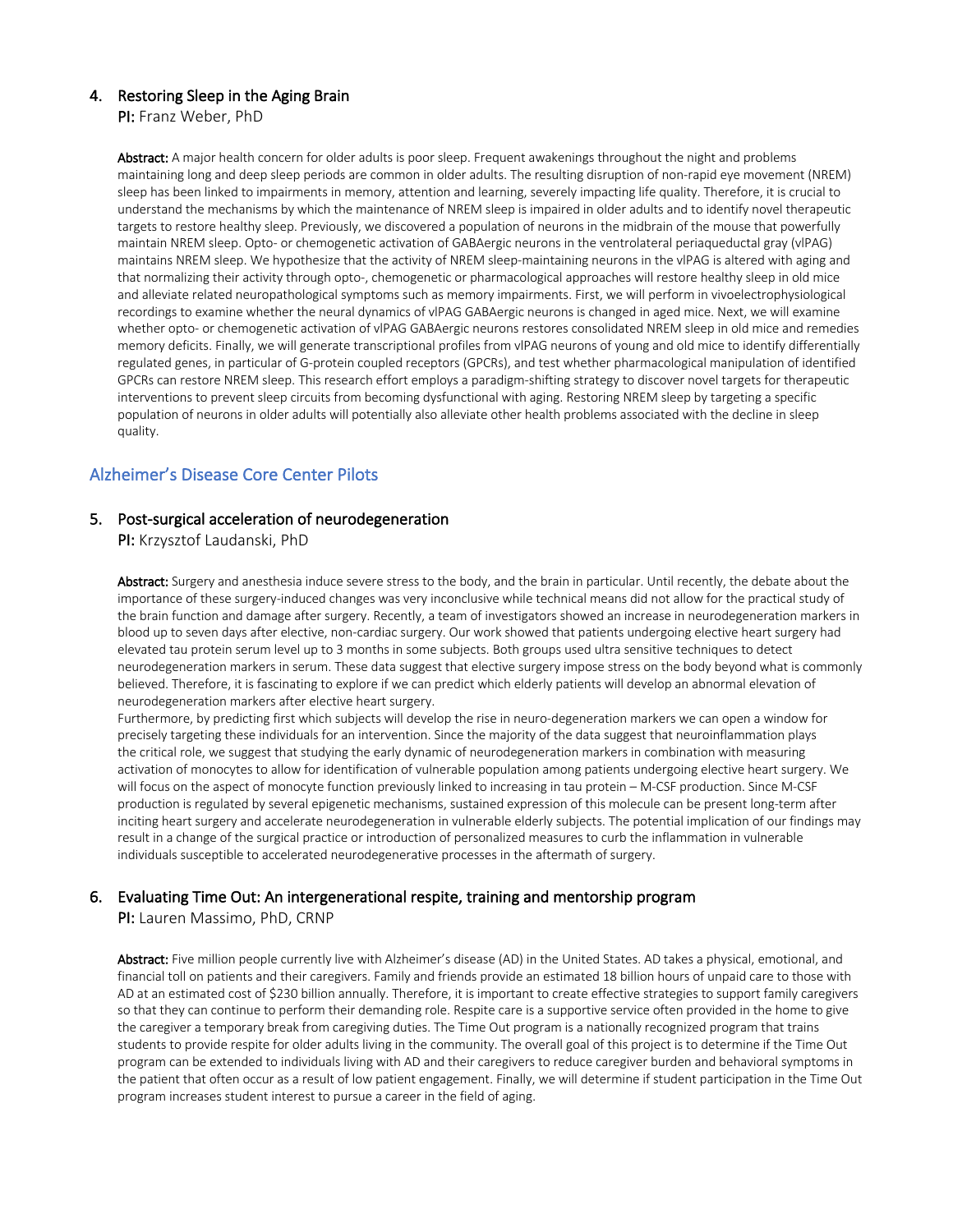## 4. Restoring Sleep in the Aging Brain

**PI:** Franz Weber, PhD

**Abstract:** A major health concern for older adults is poor sleep. Frequent awakenings throughout the night and problems maintaining long and deep sleep periods are common in older adults. The resulting disruption of non-rapid eye movement (NREM) sleep has been linked to impairments in memory, attention and learning, severely impacting life quality. Therefore, it is crucial to understand the mechanisms by which the maintenance of NREM sleep is impaired in older adults and to identify novel therapeutic targets to restore healthy sleep. Previously, we discovered a population of neurons in the midbrain of the mouse that powerfully maintain NREM sleep. Opto- or chemogenetic activation of GABAergic neurons in the ventrolateral periaqueductal gray (vlPAG) maintains NREM sleep. We hypothesize that the activity of NREM sleep-maintaining neurons in the vlPAG is altered with aging and that normalizing their activity through opto-, chemogenetic or pharmacological approaches will restore healthy sleep in old mice and alleviate related neuropathological symptoms such as memory impairments. First, we will perform in vivoelectrophysiological recordings to examine whether the neural dynamics of vlPAG GABAergic neurons is changed in aged mice. Next, we will examine whether opto- or chemogenetic activation of vlPAG GABAergic neurons restores consolidated NREM sleep in old mice and remedies memory deficits. Finally, we will generate transcriptional profiles from vlPAG neurons of young and old mice to identify differentially regulated genes, in particular of G-protein coupled receptors (GPCRs), and test whether pharmacological manipulation of identified GPCRs can restore NREM sleep. This research effort employs a paradigm-shifting strategy to discover novel targets for therapeutic interventions to prevent sleep circuits from becoming dysfunctional with aging. Restoring NREM sleep by targeting a specific population of neurons in older adults will potentially also alleviate other health problems associated with the decline in sleep quality.

# Alzheimer's Disease Core Center Pilots

## 5. Post-surgical acceleration of neurodegeneration

**PI:** Krzysztof Laudanski, PhD

**Abstract:** Surgery and anesthesia induce severe stress to the body, and the brain in particular. Until recently, the debate about the importance of these surgery-induced changes was very inconclusive while technical means did not allow for the practical study of the brain function and damage after surgery. Recently, a team of investigators showed an increase in neurodegeneration markers in blood up to seven days after elective, non-cardiac surgery. Our work showed that patients undergoing elective heart surgery had elevated tau protein serum level up to 3 months in some subjects. Both groups used ultra sensitive techniques to detect neurodegeneration markers in serum. These data suggest that elective surgery impose stress on the body beyond what is commonly believed. Therefore, it is fascinating to explore if we can predict which elderly patients will develop an abnormal elevation of neurodegeneration markers after elective heart surgery.

Furthermore, by predicting first which subjects will develop the rise in neuro-degeneration markers we can open a window for precisely targeting these individuals for an intervention. Since the majority of the data suggest that neuroinflammation plays the critical role, we suggest that studying the early dynamic of neurodegeneration markers in combination with measuring activation of monocytes to allow for identification of vulnerable population among patients undergoing elective heart surgery. We will focus on the aspect of monocyte function previously linked to increasing in tau protein – M-CSF production. Since M-CSF production is regulated by several epigenetic mechanisms, sustained expression of this molecule can be present long-term after inciting heart surgery and accelerate neurodegeneration in vulnerable elderly subjects. The potential implication of our findings may result in a change of the surgical practice or introduction of personalized measures to curb the inflammation in vulnerable individuals susceptible to accelerated neurodegenerative processes in the aftermath of surgery.

## 6. Evaluating Time Out: An intergenerational respite, training and mentorship program

**PI:** Lauren Massimo, PhD, CRNP

**Abstract:** Five million people currently live with Alzheimer's disease (AD) in the United States. AD takes a physical, emotional, and financial toll on patients and their caregivers. Family and friends provide an estimated 18 billion hours of unpaid care to those with AD at an estimated cost of $230 billion annually. Therefore, it is important to create effective strategies to support family caregivers so that they can continue to perform their demanding role. Respite care is a supportive service often provided in the home to give the caregiver a temporary break from caregiving duties. The Time Out program is a nationally recognized program that trains students to provide respite for older adults living in the community. The overall goal of this project is to determine if the Time Out program can be extended to individuals living with AD and their caregivers to reduce caregiver burden and behavioral symptoms in the patient that often occur as a result of low patient engagement. Finally, we will determine if student participation in the Time Out program increases student interest to pursue a career in the field of aging.